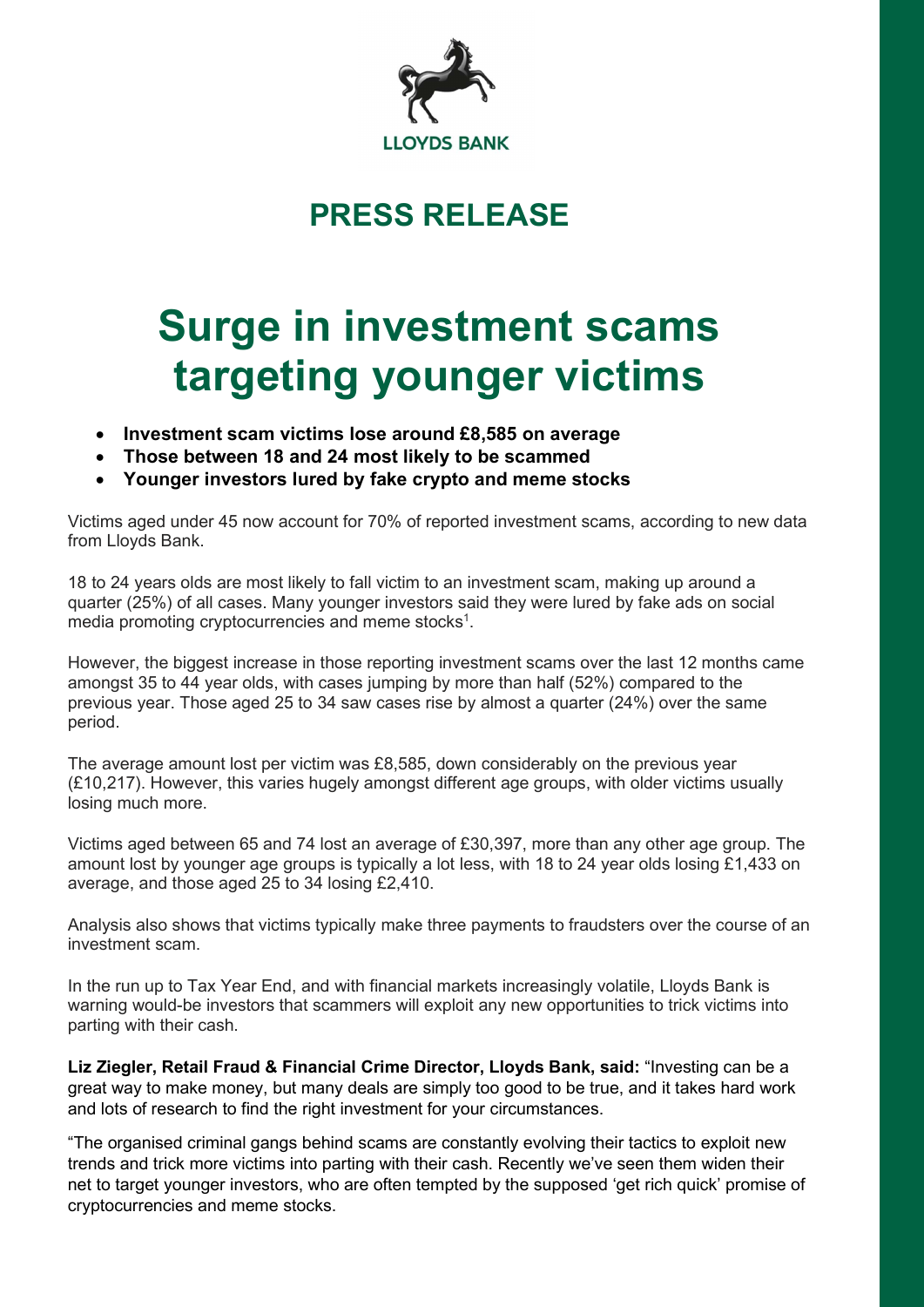LLOYDS BANK

## PRESS RELEASE

# Surge in investment scams targeting younger victims

- **Investment scam victims lose around £8,585 on average**
- **Those between 18 and 24 most likely to be scammed**
- **Younger investors lured by fake crypto and meme stocks**

Victims aged under 45 now account for 70% of reported investment scams, according to new data from Lloyds Bank.

18 to 24 years olds are most likely to fall victim to an investment scam, making up around a quarter (25%) of all cases. Many younger investors said they were lured by fake ads on social media promoting cryptocurrencies and meme stocks[1].

However, the biggest increase in those reporting investment scams over the last 12 months came amongst 35 to 44 year olds, with cases jumping by more than half (52%) compared to the previous year. Those aged 25 to 34 saw cases rise by almost a quarter (24%) over the same period.

The average amount lost per victim was £8,585, down considerably on the previous year (£10,217). However, this varies hugely amongst different age groups, with older victims usually losing much more.

Victims aged between 65 and 74 lost an average of £30,397, more than any other age group. The amount lost by younger age groups is typically a lot less, with 18 to 24 year olds losing £1,433 on average, and those aged 25 to 34 losing £2,410.

Analysis also shows that victims typically make three payments to fraudsters over the course of an investment scam.

In the run up to Tax Year End, and with financial markets increasingly volatile, Lloyds Bank is warning would-be investors that scammers will exploit any new opportunities to trick victims into parting with their cash.

**Liz Ziegler, Retail Fraud & Financial Crime Director, Lloyds Bank, said:** "Investing can be a great way to make money, but many deals are simply too good to be true, and it takes hard work and lots of research to find the right investment for your circumstances.

"The organised criminal gangs behind scams are constantly evolving their tactics to exploit new trends and trick more victims into parting with their cash. Recently we've seen them widen their net to target younger investors, who are often tempted by the supposed 'get rich quick' promise of cryptocurrencies and meme stocks.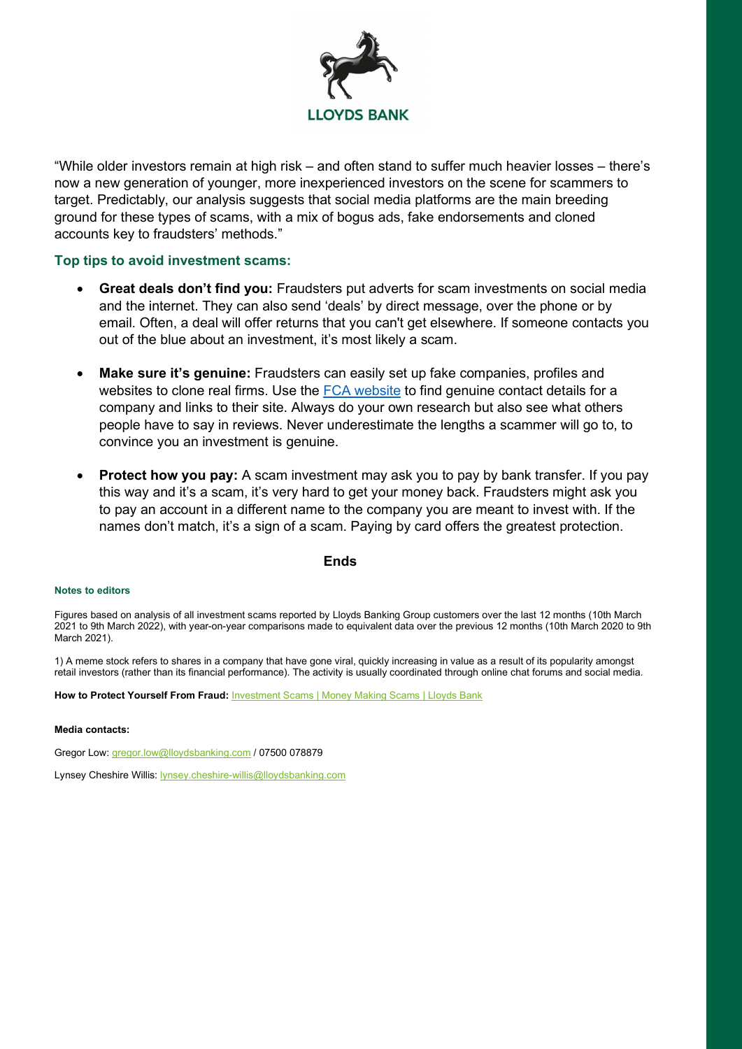"While older investors remain at high risk – and often stand to suffer much heavier losses – there's now a new generation of younger, more inexperienced investors on the scene for scammers to target. Predictably, our analysis suggests that social media platforms are the main breeding ground for these types of scams, with a mix of bogus ads, fake endorsements and cloned accounts key to fraudsters' methods."

### Top tips to avoid investment scams:

- **Great deals don't find you:** Fraudsters put adverts for scam investments on social media and the internet. They can also send 'deals' by direct message, over the phone or by email. Often, a deal will offer returns that you can't get elsewhere. If someone contacts you out of the blue about an investment, it's most likely a scam.

- **Make sure it's genuine:** Fraudsters can easily set up fake companies, profiles and websites to clone real firms. Use the FCA website to find genuine contact details for a company and links to their site. Always do your own research but also see what others people have to say in reviews. Never underestimate the lengths a scammer will go to, to convince you an investment is genuine.

- **Protect how you pay:** A scam investment may ask you to pay by bank transfer. If you pay this way and it's a scam, it's very hard to get your money back. Fraudsters might ask you to pay an account in a different name to the company you are meant to invest with. If the names don't match, it's a sign of a scam. Paying by card offers the greatest protection.

**Ends**

#### Notes to editors

Figures based on analysis of all investment scams reported by Lloyds Banking Group customers over the last 12 months (10th March 2021 to 9th March 2022), with year-on-year comparisons made to equivalent data over the previous 12 months (10th March 2020 to 9th March 2021).

1) A meme stock refers to shares in a company that have gone viral, quickly increasing in value as a result of its popularity amongst retail investors (rather than its financial performance). The activity is usually coordinated through online chat forums and social media.

**How to Protect Yourself From Fraud:** Investment Scams | Money Making Scams | Lloyds Bank

**Media contacts:**

Gregor Low: gregor.low@lloydsbanking.com / 07500 078879

Lynsey Cheshire Willis: lynsey.cheshire-willis@lloydsbanking.com